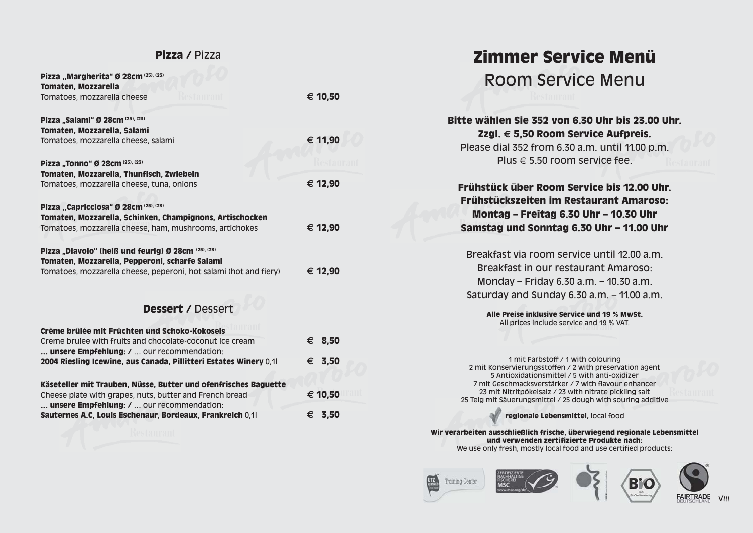## **Pizza** / Pizza

**Pizza „Margherita" Ø 28cm** [(25), (23)]
**Tomaten, Mozzarella**
Tomatoes, mozzarella cheese **€ 10,50**

**Pizza „Salami" Ø 28cm** [(25), (23)]
**Tomaten, Mozzarella, Salami**
Tomatoes, mozzarella cheese, salami **€ 11,90**

**Pizza „Tonno" Ø 28cm** [(25), (23)]
**Tomaten, Mozzarella, Thunfisch, Zwiebeln**
Tomatoes, mozzarella cheese, tuna, onions **€ 12,90**

**Pizza „Capricciosa" Ø 28cm** [(25), (23)]
**Tomaten, Mozzarella, Schinken, Champignons, Artischocken**
Tomatoes, mozzarella cheese, ham, mushrooms, artichokes **€ 12,90**

**Pizza „Diavolo" (heiß und feurig) Ø 28cm** [(25), (23)]
**Tomaten, Mozzarella, Pepperoni, scharfe Salami**
Tomatoes, mozzarella cheese, peperoni, hot salami (hot and fiery) **€ 12,90**

## **Dessert** / Dessert

**Crème brûlée mit Früchten und Schoko-Kokoseis**
Creme brulee with fruits and chocolate-coconut ice cream **€ 8,50**
... **unsere Empfehlung:** / ... our recommendation:
**2004 Riesling Icewine, aus Canada, Pillitteri Estates Winery** 0,1l **€ 3,50**

**Käseteller mit Trauben, Nüsse, Butter und ofenfrisches Baguette**
Cheese plate with grapes, nuts, butter and French bread **€ 10,50**
... **unsere Empfehlung:** / ... our recommendation:
**Sauternes A.C, Louis Eschenaur, Bordeaux, Frankreich** 0,1l **€ 3,50**

# **Zimmer Service Menü**
# Room Service Menu

**Bitte wählen Sie 352 von 6.30 Uhr bis 23.00 Uhr.**
**Zzgl. € 5,50 Room Service Aufpreis.**
Please dial 352 from 6.30 a.m. until 11.00 p.m.
Plus € 5.50 room service fee.

**Frühstück über Room Service bis 12.00 Uhr.**
**Frühstückszeiten im Restaurant Amaroso:**
**Montag – Freitag 6.30 Uhr – 10.30 Uhr**
**Samstag und Sonntag 6.30 Uhr – 11.00 Uhr**

Breakfast via room service until 12.00 a.m.
Breakfast in our restaurant Amaroso:
Monday – Friday 6.30 a.m. – 10.30 a.m.
Saturday and Sunday 6.30 a.m. – 11.00 a.m.

**Alle Preise inklusive Service und 19 % MwSt.**
All prices include service and 19 % VAT.

1 mit Farbstoff / 1 with colouring
2 mit Konservierungsstoffen / 2 with preservation agent
5 Antioxidationsmittel / 5 with anti-oxidizer
7 mit Geschmacksverstärker / 7 with flavour enhancer
23 mit Nitritpökelsalz / 23 with nitrate pickling salt
25 Teig mit Säuerungsmittel / 25 dough with souring additive

**regionale Lebensmittel,** local food

**Wir verarbeiten ausschließlich frische, überwiegend regionale Lebensmittel und verwenden zertifizierte Produkte nach:**
We use only fresh, mostly local food and use certified products:

UTZ Certified Training Center · Zertifizierte nachhaltige Fischerei MSC www.msc.org/de · Bio nach EG-Öko-Verordnung · Fairtrade Deutschland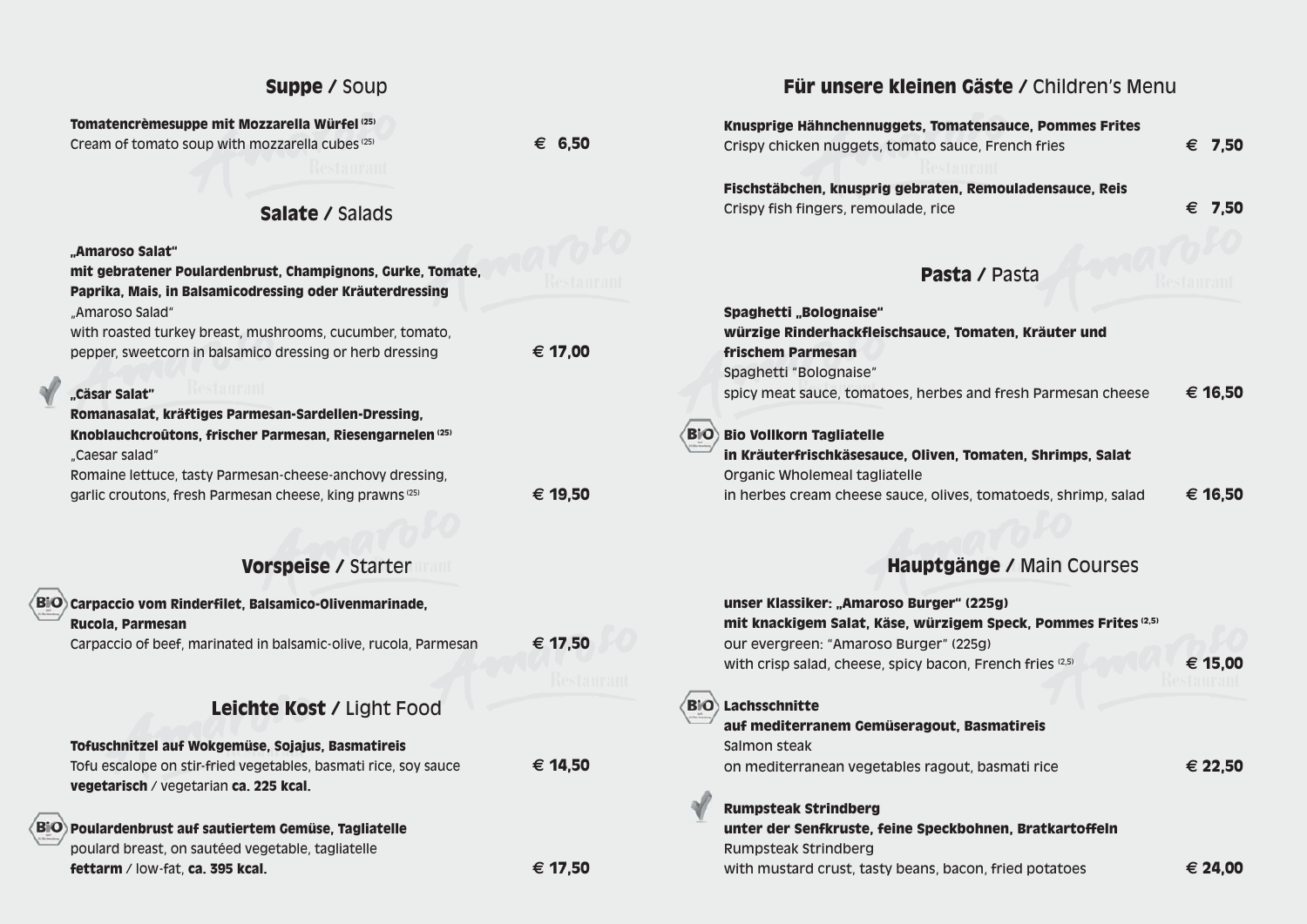## **Suppe** / Soup

**Tomatencrèmesuppe mit Mozzarella Würfel** [25]
Cream of tomato soup with mozzarella cubes [25] € 6,50

## **Salate** / Salads

**„Amaroso Salat"**
**mit gebratener Poulardenbrust, Champignons, Gurke, Tomate, Paprika, Mais, in Balsamicodressing oder Kräuterdressing**
„Amaroso Salad"
with roasted turkey breast, mushrooms, cucumber, tomato, pepper, sweetcorn in balsamico dressing or herb dressing € 17,00

**„Cäsar Salat"**
**Romanasalat, kräftiges Parmesan-Sardellen-Dressing, Knoblauchcroûtons, frischer Parmesan, Riesengarnelen** [25]
„Caesar salad"
Romaine lettuce, tasty Parmesan-cheese-anchovy dressing, garlic croutons, fresh Parmesan cheese, king prawns [25] € 19,50

## **Vorspeise** / Starter

BIO **Carpaccio vom Rinderfilet, Balsamico-Olivenmarinade, Rucola, Parmesan**
Carpaccio of beef, marinated in balsamic-olive, rucola, Parmesan € 17,50

## **Leichte Kost** / Light Food

**Tofuschnitzel auf Wokgemüse, Sojajus, Basmatireis**
Tofu escalope on stir-fried vegetables, basmati rice, soy sauce € 14,50
**vegetarisch** / vegetarian **ca. 225 kcal.**

BIO **Poulardenbrust auf sautiertem Gemüse, Tagliatelle**
poulard breast, on sautéed vegetable, tagliatelle
**fettarm** / low-fat, **ca. 395 kcal.** € 17,50

## **Für unsere kleinen Gäste** / Children's Menu

**Knusprige Hähnchennuggets, Tomatensauce, Pommes Frites**
Crispy chicken nuggets, tomato sauce, French fries € 7,50

**Fischstäbchen, knusprig gebraten, Remouladensauce, Reis**
Crispy fish fingers, remoulade, rice € 7,50

## **Pasta** / Pasta

**Spaghetti „Bolognaise"**
**würzige Rinderhackfleischsauce, Tomaten, Kräuter und frischem Parmesan**
Spaghetti "Bolognaise"
spicy meat sauce, tomatoes, herbes and fresh Parmesan cheese € 16,50

BIO **Bio Vollkorn Tagliatelle**
**in Kräuterfrischkäsesauce, Oliven, Tomaten, Shrimps, Salat**
Organic Wholemeal tagliatelle
in herbes cream cheese sauce, olives, tomatoeds, shrimp, salad € 16,50

## **Hauptgänge** / Main Courses

**unser Klassiker: „Amaroso Burger" (225g)**
**mit knackigem Salat, Käse, würzigem Speck, Pommes Frites** [2,5]
our evergreen: "Amaroso Burger" (225g)
with crisp salad, cheese, spicy bacon, French fries [2,5] € 15,00

BIO **Lachsschnitte**
**auf mediterranem Gemüseragout, Basmatireis**
Salmon steak
on mediterranean vegetables ragout, basmati rice € 22,50

**Rumpsteak Strindberg**
**unter der Senfkruste, feine Speckbohnen, Bratkartoffeln**
Rumpsteak Strindberg
with mustard crust, tasty beans, bacon, fried potatoes € 24,00